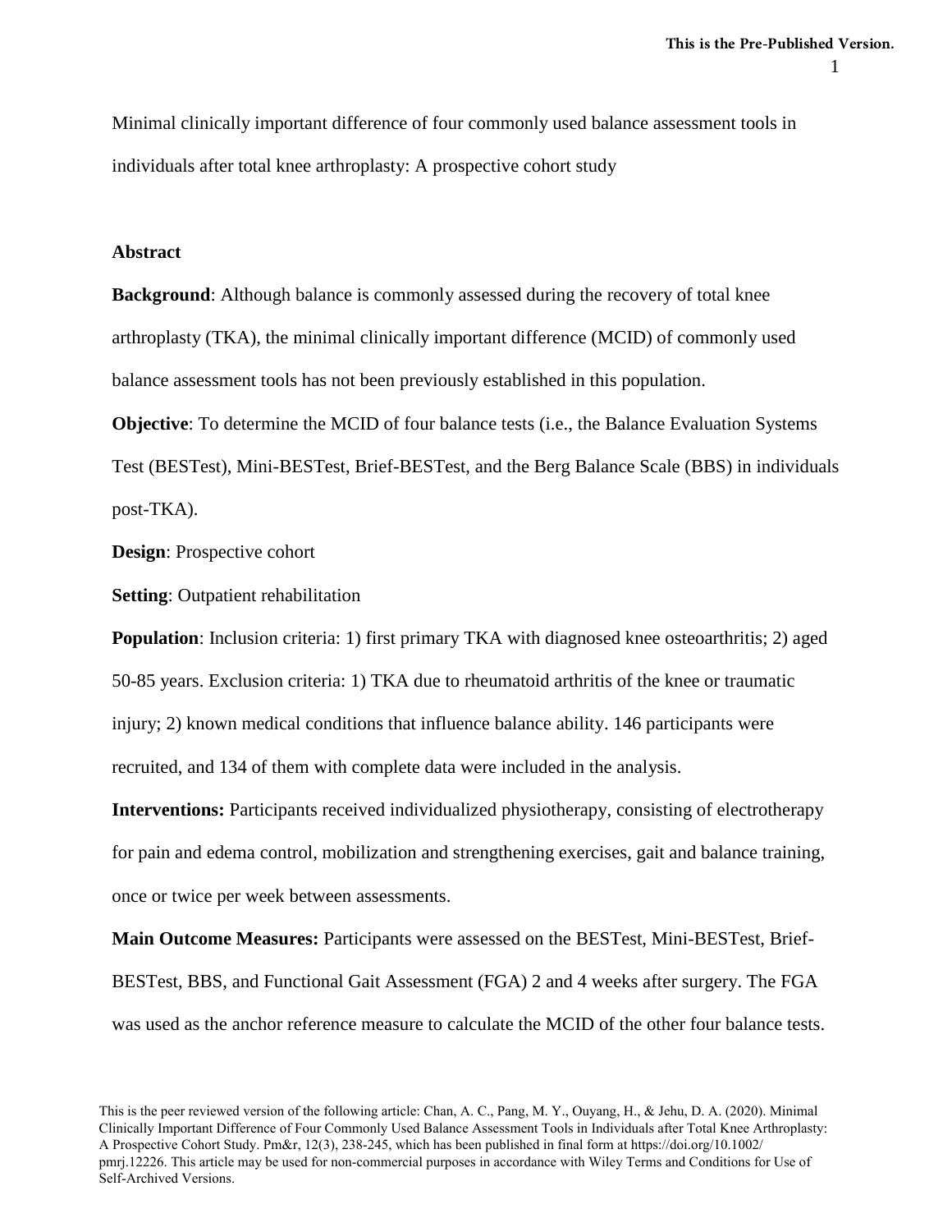Minimal clinically important difference of four commonly used balance assessment tools in individuals after total knee arthroplasty: A prospective cohort study

## Abstract

**Background**: Although balance is commonly assessed during the recovery of total knee arthroplasty (TKA), the minimal clinically important difference (MCID) of commonly used balance assessment tools has not been previously established in this population.

**Objective**: To determine the MCID of four balance tests (i.e., the Balance Evaluation Systems Test (BESTest), Mini-BESTest, Brief-BESTest, and the Berg Balance Scale (BBS) in individuals post-TKA).

**Design**: Prospective cohort

**Setting**: Outpatient rehabilitation

**Population**: Inclusion criteria: 1) first primary TKA with diagnosed knee osteoarthritis; 2) aged 50-85 years. Exclusion criteria: 1) TKA due to rheumatoid arthritis of the knee or traumatic injury; 2) known medical conditions that influence balance ability. 146 participants were recruited, and 134 of them with complete data were included in the analysis.

**Interventions:** Participants received individualized physiotherapy, consisting of electrotherapy for pain and edema control, mobilization and strengthening exercises, gait and balance training, once or twice per week between assessments.

**Main Outcome Measures:** Participants were assessed on the BESTest, Mini-BESTest, Brief-BESTest, BBS, and Functional Gait Assessment (FGA) 2 and 4 weeks after surgery. The FGA was used as the anchor reference measure to calculate the MCID of the other four balance tests.

This is the peer reviewed version of the following article: Chan, A. C., Pang, M. Y., Ouyang, H., & Jehu, D. A. (2020). Minimal Clinically Important Difference of Four Commonly Used Balance Assessment Tools in Individuals after Total Knee Arthroplasty: A Prospective Cohort Study. Pm&r, 12(3), 238-245, which has been published in final form at https://doi.org/10.1002/pmrj.12226. This article may be used for non-commercial purposes in accordance with Wiley Terms and Conditions for Use of Self-Archived Versions.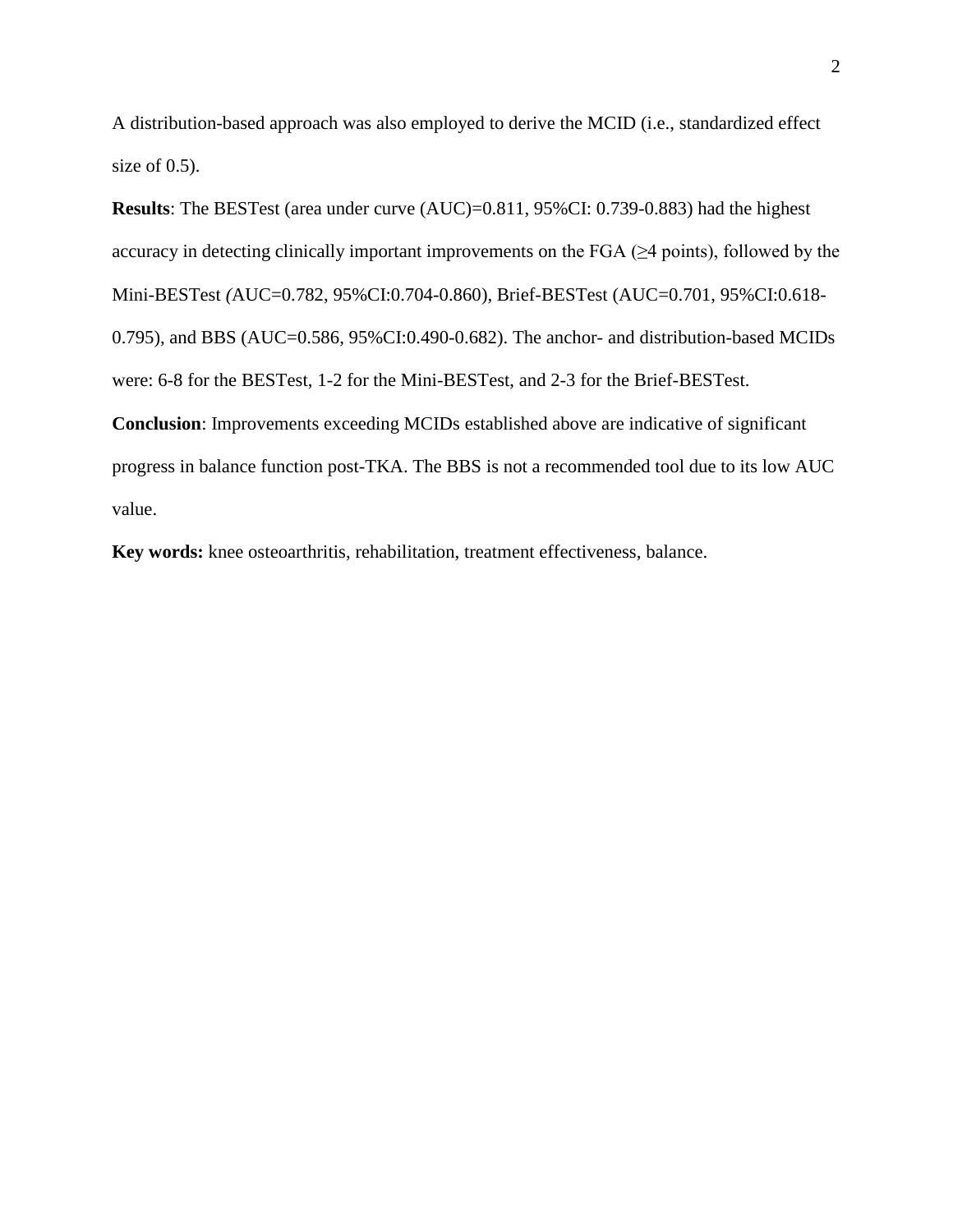A distribution-based approach was also employed to derive the MCID (i.e., standardized effect size of 0.5).

**Results**: The BESTest (area under curve (AUC)=0.811, 95%CI: 0.739-0.883) had the highest accuracy in detecting clinically important improvements on the FGA (≥4 points), followed by the Mini-BESTest *(*AUC=0.782, 95%CI:0.704-0.860), Brief-BESTest (AUC=0.701, 95%CI:0.618-0.795), and BBS (AUC=0.586, 95%CI:0.490-0.682). The anchor- and distribution-based MCIDs were: 6-8 for the BESTest, 1-2 for the Mini-BESTest, and 2-3 for the Brief-BESTest.

**Conclusion**: Improvements exceeding MCIDs established above are indicative of significant progress in balance function post-TKA. The BBS is not a recommended tool due to its low AUC value.

**Key words:** knee osteoarthritis, rehabilitation, treatment effectiveness, balance.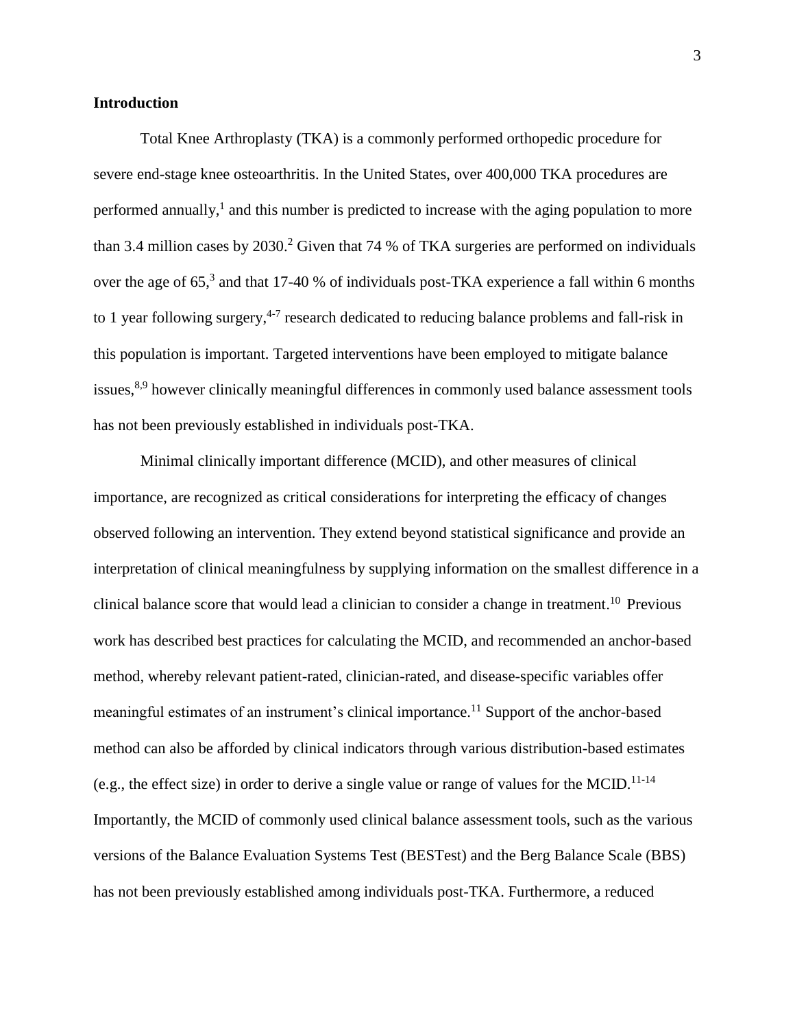**Introduction**

Total Knee Arthroplasty (TKA) is a commonly performed orthopedic procedure for severe end-stage knee osteoarthritis. In the United States, over 400,000 TKA procedures are performed annually,[1] and this number is predicted to increase with the aging population to more than 3.4 million cases by 2030.[2] Given that 74 % of TKA surgeries are performed on individuals over the age of 65,[3] and that 17-40 % of individuals post-TKA experience a fall within 6 months to 1 year following surgery,[4-7] research dedicated to reducing balance problems and fall-risk in this population is important. Targeted interventions have been employed to mitigate balance issues,[8,9] however clinically meaningful differences in commonly used balance assessment tools has not been previously established in individuals post-TKA.

Minimal clinically important difference (MCID), and other measures of clinical importance, are recognized as critical considerations for interpreting the efficacy of changes observed following an intervention. They extend beyond statistical significance and provide an interpretation of clinical meaningfulness by supplying information on the smallest difference in a clinical balance score that would lead a clinician to consider a change in treatment.[10] Previous work has described best practices for calculating the MCID, and recommended an anchor-based method, whereby relevant patient-rated, clinician-rated, and disease-specific variables offer meaningful estimates of an instrument's clinical importance.[11] Support of the anchor-based method can also be afforded by clinical indicators through various distribution-based estimates (e.g., the effect size) in order to derive a single value or range of values for the MCID.[11-14] Importantly, the MCID of commonly used clinical balance assessment tools, such as the various versions of the Balance Evaluation Systems Test (BESTest) and the Berg Balance Scale (BBS) has not been previously established among individuals post-TKA. Furthermore, a reduced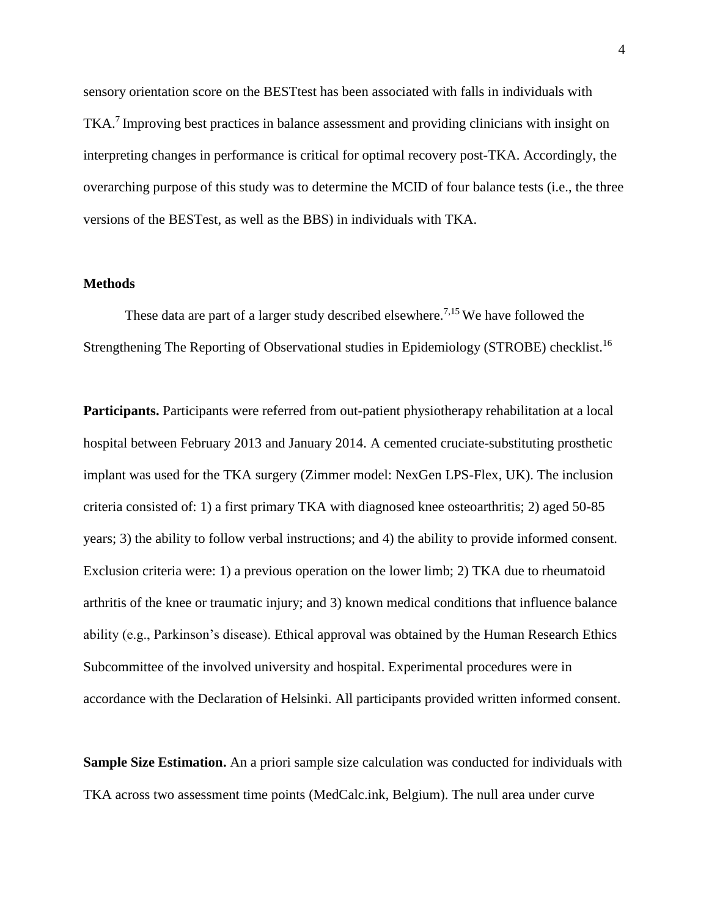sensory orientation score on the BESTtest has been associated with falls in individuals with TKA.[7] Improving best practices in balance assessment and providing clinicians with insight on interpreting changes in performance is critical for optimal recovery post-TKA. Accordingly, the overarching purpose of this study was to determine the MCID of four balance tests (i.e., the three versions of the BESTest, as well as the BBS) in individuals with TKA.

## Methods

These data are part of a larger study described elsewhere.[7,15] We have followed the Strengthening The Reporting of Observational studies in Epidemiology (STROBE) checklist.[16]

**Participants.** Participants were referred from out-patient physiotherapy rehabilitation at a local hospital between February 2013 and January 2014. A cemented cruciate-substituting prosthetic implant was used for the TKA surgery (Zimmer model: NexGen LPS-Flex, UK). The inclusion criteria consisted of: 1) a first primary TKA with diagnosed knee osteoarthritis; 2) aged 50-85 years; 3) the ability to follow verbal instructions; and 4) the ability to provide informed consent. Exclusion criteria were: 1) a previous operation on the lower limb; 2) TKA due to rheumatoid arthritis of the knee or traumatic injury; and 3) known medical conditions that influence balance ability (e.g., Parkinson's disease). Ethical approval was obtained by the Human Research Ethics Subcommittee of the involved university and hospital. Experimental procedures were in accordance with the Declaration of Helsinki. All participants provided written informed consent.

**Sample Size Estimation.** An a priori sample size calculation was conducted for individuals with TKA across two assessment time points (MedCalc.ink, Belgium). The null area under curve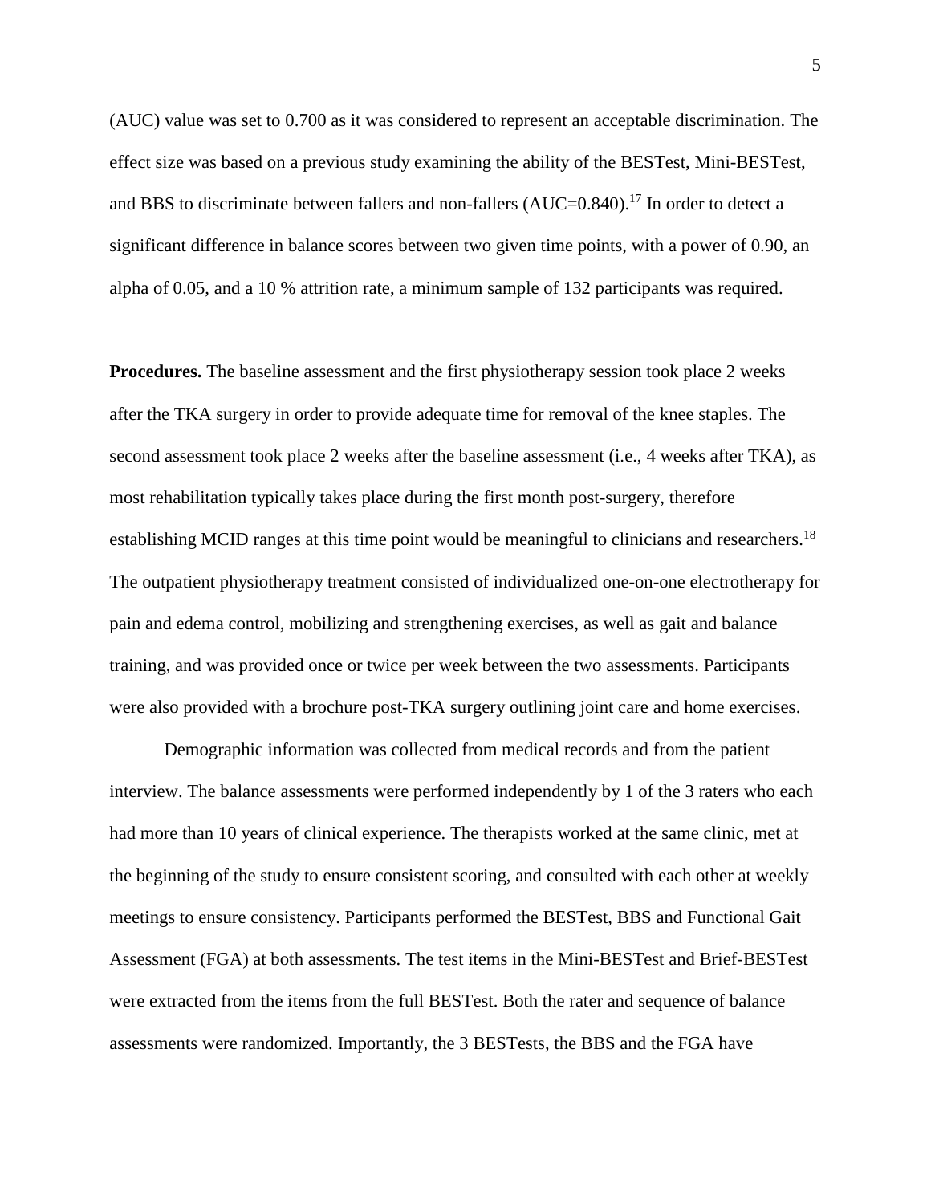(AUC) value was set to 0.700 as it was considered to represent an acceptable discrimination. The effect size was based on a previous study examining the ability of the BESTest, Mini-BESTest, and BBS to discriminate between fallers and non-fallers (AUC=0.840).[17] In order to detect a significant difference in balance scores between two given time points, with a power of 0.90, an alpha of 0.05, and a 10 % attrition rate, a minimum sample of 132 participants was required.

**Procedures.** The baseline assessment and the first physiotherapy session took place 2 weeks after the TKA surgery in order to provide adequate time for removal of the knee staples. The second assessment took place 2 weeks after the baseline assessment (i.e., 4 weeks after TKA), as most rehabilitation typically takes place during the first month post-surgery, therefore establishing MCID ranges at this time point would be meaningful to clinicians and researchers.[18] The outpatient physiotherapy treatment consisted of individualized one-on-one electrotherapy for pain and edema control, mobilizing and strengthening exercises, as well as gait and balance training, and was provided once or twice per week between the two assessments. Participants were also provided with a brochure post-TKA surgery outlining joint care and home exercises.

Demographic information was collected from medical records and from the patient interview. The balance assessments were performed independently by 1 of the 3 raters who each had more than 10 years of clinical experience. The therapists worked at the same clinic, met at the beginning of the study to ensure consistent scoring, and consulted with each other at weekly meetings to ensure consistency. Participants performed the BESTest, BBS and Functional Gait Assessment (FGA) at both assessments. The test items in the Mini-BESTest and Brief-BESTest were extracted from the items from the full BESTest. Both the rater and sequence of balance assessments were randomized. Importantly, the 3 BESTests, the BBS and the FGA have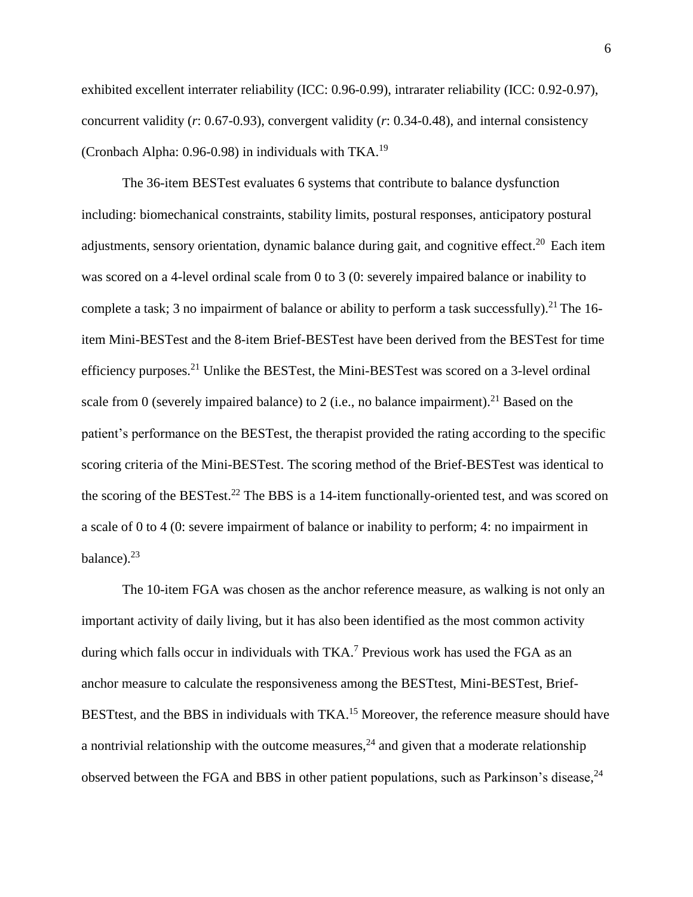exhibited excellent interrater reliability (ICC: 0.96-0.99), intrarater reliability (ICC: 0.92-0.97), concurrent validity (*r*: 0.67-0.93), convergent validity (*r*: 0.34-0.48), and internal consistency (Cronbach Alpha: 0.96-0.98) in individuals with TKA.[19]

The 36-item BESTest evaluates 6 systems that contribute to balance dysfunction including: biomechanical constraints, stability limits, postural responses, anticipatory postural adjustments, sensory orientation, dynamic balance during gait, and cognitive effect.[20] Each item was scored on a 4-level ordinal scale from 0 to 3 (0: severely impaired balance or inability to complete a task; 3 no impairment of balance or ability to perform a task successfully).[21] The 16-item Mini-BESTest and the 8-item Brief-BESTest have been derived from the BESTest for time efficiency purposes.[21] Unlike the BESTest, the Mini-BESTest was scored on a 3-level ordinal scale from 0 (severely impaired balance) to 2 (i.e., no balance impairment).[21] Based on the patient's performance on the BESTest, the therapist provided the rating according to the specific scoring criteria of the Mini-BESTest. The scoring method of the Brief-BESTest was identical to the scoring of the BESTest.[22] The BBS is a 14-item functionally-oriented test, and was scored on a scale of 0 to 4 (0: severe impairment of balance or inability to perform; 4: no impairment in balance).[23]

The 10-item FGA was chosen as the anchor reference measure, as walking is not only an important activity of daily living, but it has also been identified as the most common activity during which falls occur in individuals with TKA.[7] Previous work has used the FGA as an anchor measure to calculate the responsiveness among the BESTtest, Mini-BESTest, Brief-BESTtest, and the BBS in individuals with TKA.[15] Moreover, the reference measure should have a nontrivial relationship with the outcome measures,[24] and given that a moderate relationship observed between the FGA and BBS in other patient populations, such as Parkinson's disease,[24]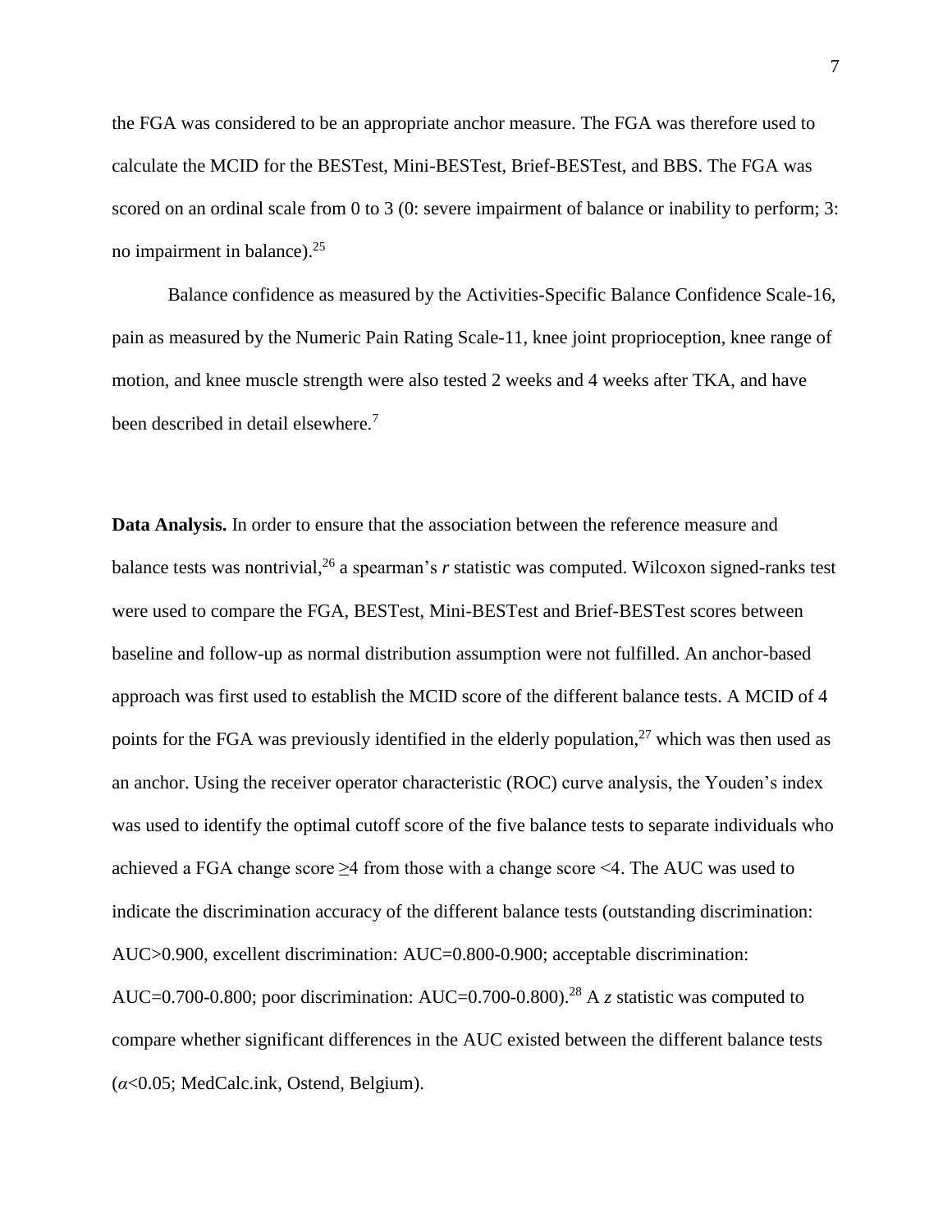the FGA was considered to be an appropriate anchor measure. The FGA was therefore used to calculate the MCID for the BESTest, Mini-BESTest, Brief-BESTest, and BBS. The FGA was scored on an ordinal scale from 0 to 3 (0: severe impairment of balance or inability to perform; 3: no impairment in balance).[25]

Balance confidence as measured by the Activities-Specific Balance Confidence Scale-16, pain as measured by the Numeric Pain Rating Scale-11, knee joint proprioception, knee range of motion, and knee muscle strength were also tested 2 weeks and 4 weeks after TKA, and have been described in detail elsewhere.[7]

**Data Analysis.** In order to ensure that the association between the reference measure and balance tests was nontrivial,[26] a spearman's $r$ statistic was computed. Wilcoxon signed-ranks test were used to compare the FGA, BESTest, Mini-BESTest and Brief-BESTest scores between baseline and follow-up as normal distribution assumption were not fulfilled. An anchor-based approach was first used to establish the MCID score of the different balance tests. A MCID of 4 points for the FGA was previously identified in the elderly population,[27] which was then used as an anchor. Using the receiver operator characteristic (ROC) curve analysis, the Youden's index was used to identify the optimal cutoff score of the five balance tests to separate individuals who achieved a FGA change score $\geq 4$ from those with a change score $<4$. The AUC was used to indicate the discrimination accuracy of the different balance tests (outstanding discrimination: AUC>0.900, excellent discrimination: AUC=0.800-0.900; acceptable discrimination: AUC=0.700-0.800; poor discrimination: AUC=0.700-0.800).[28] A $z$ statistic was computed to compare whether significant differences in the AUC existed between the different balance tests ($\alpha<0.05$; MedCalc.ink, Ostend, Belgium).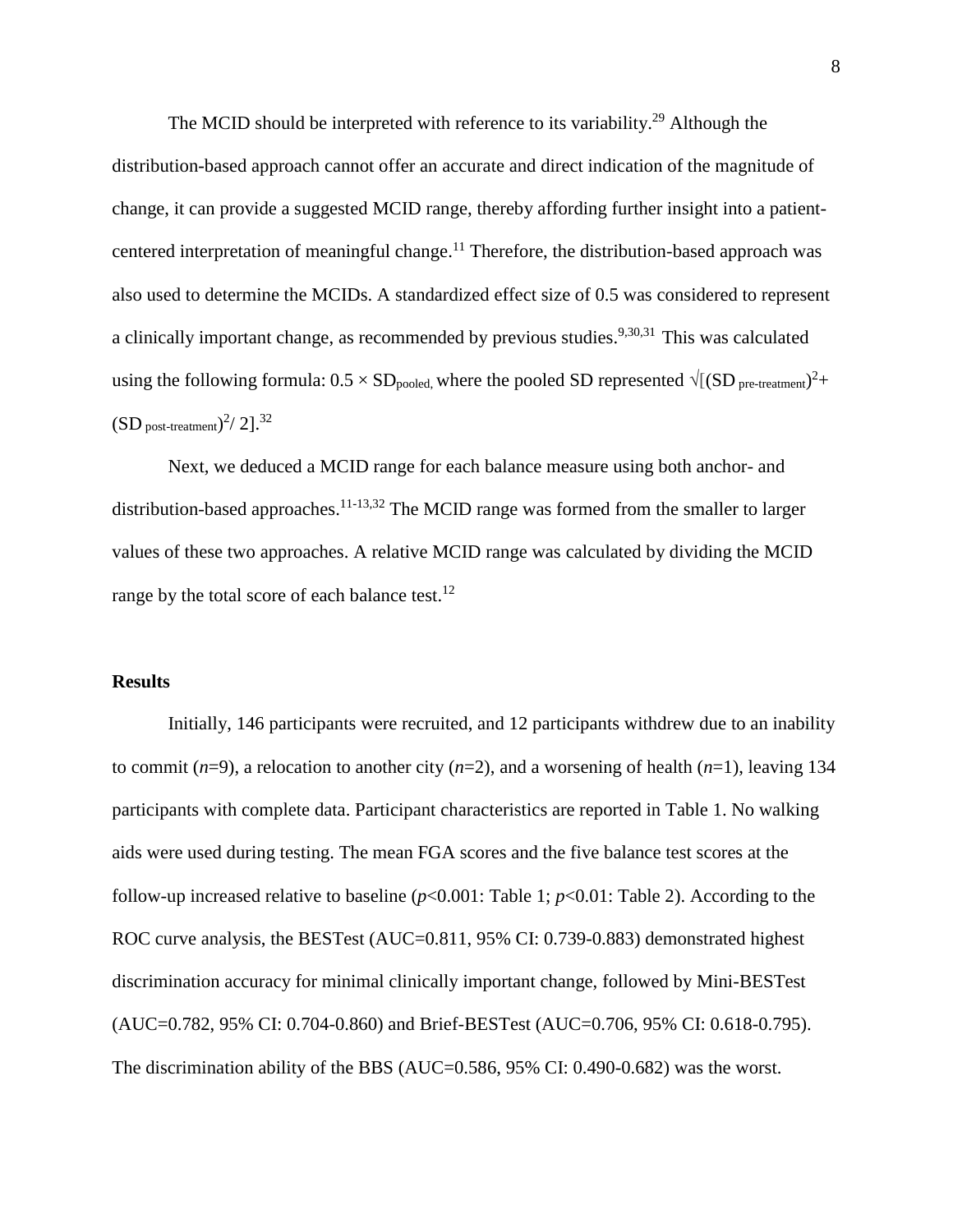The MCID should be interpreted with reference to its variability.[29] Although the distribution-based approach cannot offer an accurate and direct indication of the magnitude of change, it can provide a suggested MCID range, thereby affording further insight into a patient-centered interpretation of meaningful change.[11] Therefore, the distribution-based approach was also used to determine the MCIDs. A standardized effect size of 0.5 was considered to represent a clinically important change, as recommended by previous studies.[9,30,31] This was calculated using the following formula: $0.5 \times SD_{pooled}$, where the pooled SD represented $\sqrt{[(SD_{pre\text{-}treatment})^2 + (SD_{post\text{-}treatment})^2 / 2]}$.[32]

Next, we deduced a MCID range for each balance measure using both anchor- and distribution-based approaches.[11-13,32] The MCID range was formed from the smaller to larger values of these two approaches. A relative MCID range was calculated by dividing the MCID range by the total score of each balance test.[12]

## Results

Initially, 146 participants were recruited, and 12 participants withdrew due to an inability to commit ($n$=9), a relocation to another city ($n$=2), and a worsening of health ($n$=1), leaving 134 participants with complete data. Participant characteristics are reported in Table 1. No walking aids were used during testing. The mean FGA scores and the five balance test scores at the follow-up increased relative to baseline ($p$<0.001: Table 1; $p$<0.01: Table 2). According to the ROC curve analysis, the BESTest (AUC=0.811, 95% CI: 0.739-0.883) demonstrated highest discrimination accuracy for minimal clinically important change, followed by Mini-BESTest (AUC=0.782, 95% CI: 0.704-0.860) and Brief-BESTest (AUC=0.706, 95% CI: 0.618-0.795). The discrimination ability of the BBS (AUC=0.586, 95% CI: 0.490-0.682) was the worst.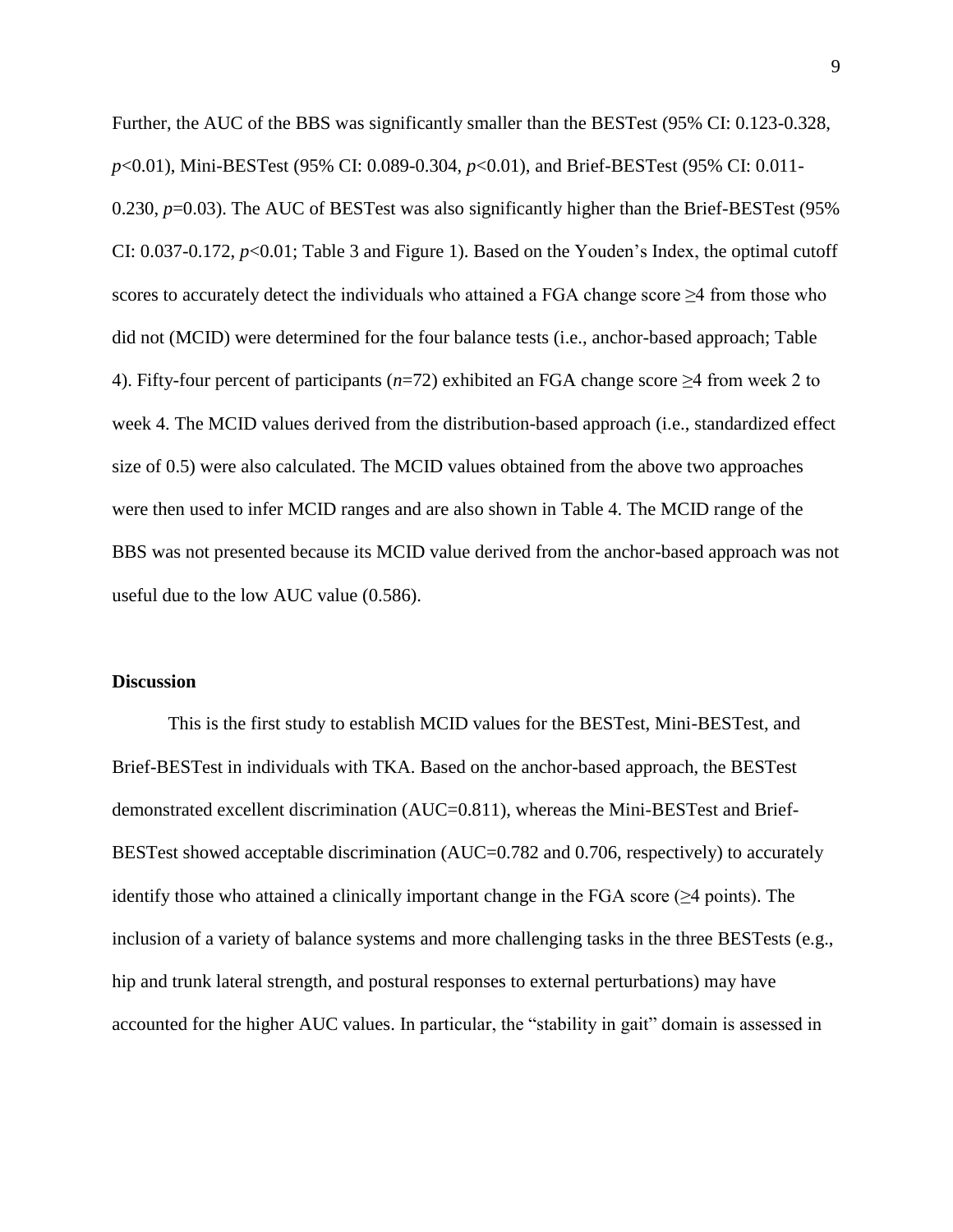Further, the AUC of the BBS was significantly smaller than the BESTest (95% CI: 0.123-0.328, $p<0.01$), Mini-BESTest (95% CI: 0.089-0.304, $p<0.01$), and Brief-BESTest (95% CI: 0.011-0.230, $p=0.03$). The AUC of BESTest was also significantly higher than the Brief-BESTest (95% CI: 0.037-0.172, $p<0.01$; Table 3 and Figure 1). Based on the Youden's Index, the optimal cutoff scores to accurately detect the individuals who attained a FGA change score ≥4 from those who did not (MCID) were determined for the four balance tests (i.e., anchor-based approach; Table 4). Fifty-four percent of participants ($n=72$) exhibited an FGA change score ≥4 from week 2 to week 4. The MCID values derived from the distribution-based approach (i.e., standardized effect size of 0.5) were also calculated. The MCID values obtained from the above two approaches were then used to infer MCID ranges and are also shown in Table 4. The MCID range of the BBS was not presented because its MCID value derived from the anchor-based approach was not useful due to the low AUC value (0.586).

## Discussion

This is the first study to establish MCID values for the BESTest, Mini-BESTest, and Brief-BESTest in individuals with TKA. Based on the anchor-based approach, the BESTest demonstrated excellent discrimination (AUC=0.811), whereas the Mini-BESTest and Brief-BESTest showed acceptable discrimination (AUC=0.782 and 0.706, respectively) to accurately identify those who attained a clinically important change in the FGA score (≥4 points). The inclusion of a variety of balance systems and more challenging tasks in the three BESTests (e.g., hip and trunk lateral strength, and postural responses to external perturbations) may have accounted for the higher AUC values. In particular, the "stability in gait" domain is assessed in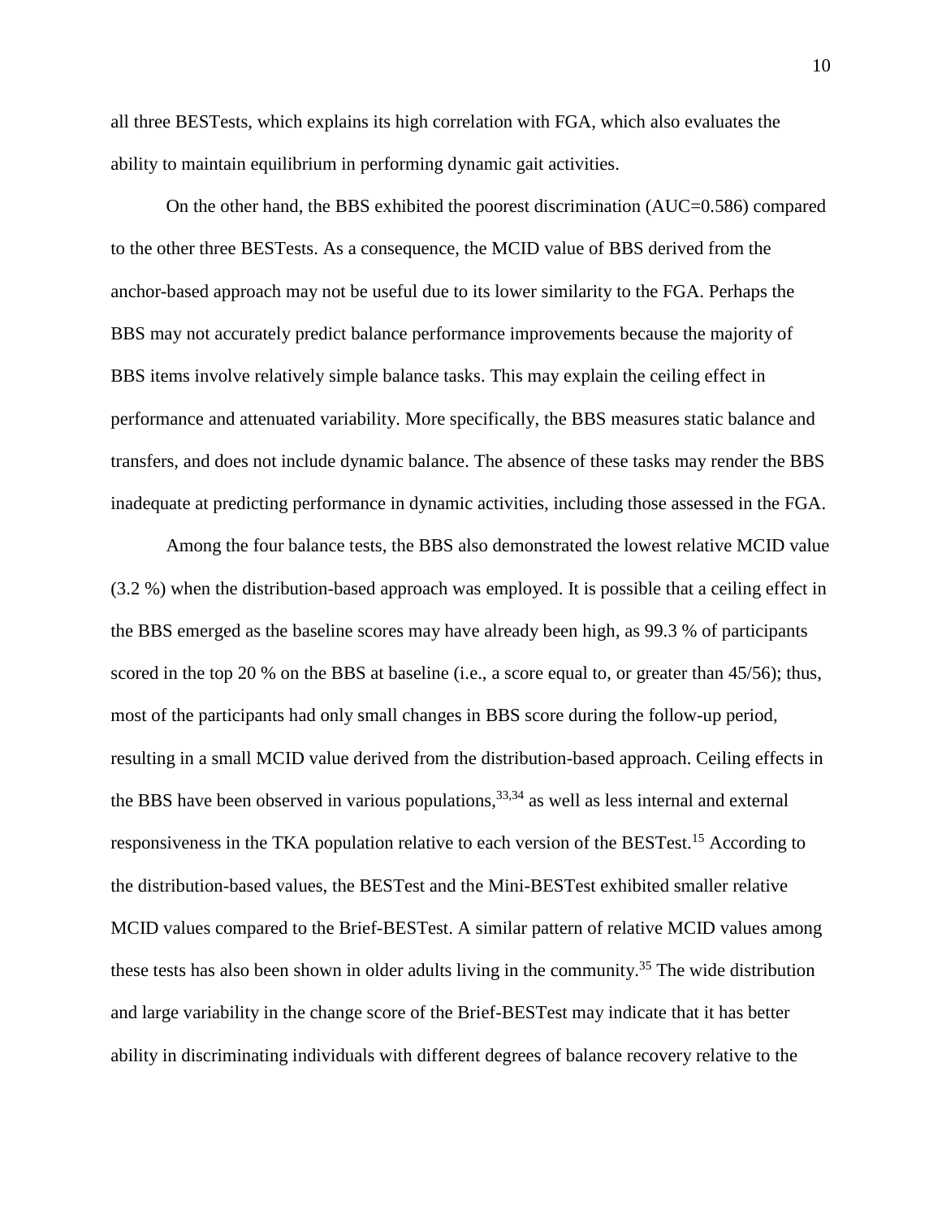all three BESTests, which explains its high correlation with FGA, which also evaluates the ability to maintain equilibrium in performing dynamic gait activities.

On the other hand, the BBS exhibited the poorest discrimination (AUC=0.586) compared to the other three BESTests. As a consequence, the MCID value of BBS derived from the anchor-based approach may not be useful due to its lower similarity to the FGA. Perhaps the BBS may not accurately predict balance performance improvements because the majority of BBS items involve relatively simple balance tasks. This may explain the ceiling effect in performance and attenuated variability. More specifically, the BBS measures static balance and transfers, and does not include dynamic balance. The absence of these tasks may render the BBS inadequate at predicting performance in dynamic activities, including those assessed in the FGA.

Among the four balance tests, the BBS also demonstrated the lowest relative MCID value (3.2 %) when the distribution-based approach was employed. It is possible that a ceiling effect in the BBS emerged as the baseline scores may have already been high, as 99.3 % of participants scored in the top 20 % on the BBS at baseline (i.e., a score equal to, or greater than 45/56); thus, most of the participants had only small changes in BBS score during the follow-up period, resulting in a small MCID value derived from the distribution-based approach. Ceiling effects in the BBS have been observed in various populations,[33,34] as well as less internal and external responsiveness in the TKA population relative to each version of the BESTest.[15] According to the distribution-based values, the BESTest and the Mini-BESTest exhibited smaller relative MCID values compared to the Brief-BESTest. A similar pattern of relative MCID values among these tests has also been shown in older adults living in the community.[35] The wide distribution and large variability in the change score of the Brief-BESTest may indicate that it has better ability in discriminating individuals with different degrees of balance recovery relative to the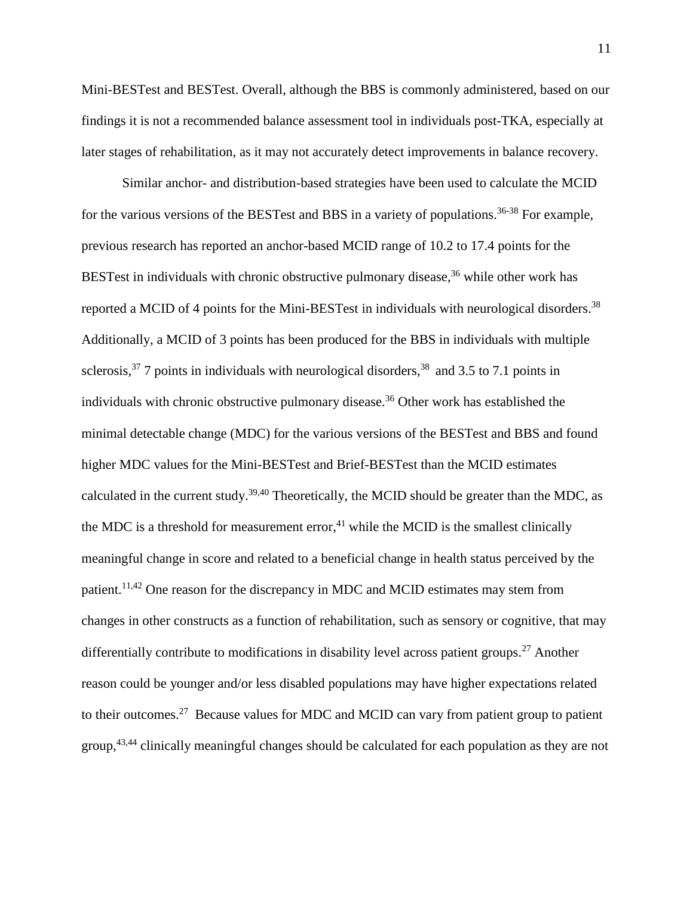Mini-BESTest and BESTest. Overall, although the BBS is commonly administered, based on our findings it is not a recommended balance assessment tool in individuals post-TKA, especially at later stages of rehabilitation, as it may not accurately detect improvements in balance recovery.

Similar anchor- and distribution-based strategies have been used to calculate the MCID for the various versions of the BESTest and BBS in a variety of populations.[36-38] For example, previous research has reported an anchor-based MCID range of 10.2 to 17.4 points for the BESTest in individuals with chronic obstructive pulmonary disease,[36] while other work has reported a MCID of 4 points for the Mini-BESTest in individuals with neurological disorders.[38] Additionally, a MCID of 3 points has been produced for the BBS in individuals with multiple sclerosis,[37] 7 points in individuals with neurological disorders,[38] and 3.5 to 7.1 points in individuals with chronic obstructive pulmonary disease.[36] Other work has established the minimal detectable change (MDC) for the various versions of the BESTest and BBS and found higher MDC values for the Mini-BESTest and Brief-BESTest than the MCID estimates calculated in the current study.[39,40] Theoretically, the MCID should be greater than the MDC, as the MDC is a threshold for measurement error,[41] while the MCID is the smallest clinically meaningful change in score and related to a beneficial change in health status perceived by the patient.[11,42] One reason for the discrepancy in MDC and MCID estimates may stem from changes in other constructs as a function of rehabilitation, such as sensory or cognitive, that may differentially contribute to modifications in disability level across patient groups.[27] Another reason could be younger and/or less disabled populations may have higher expectations related to their outcomes.[27] Because values for MDC and MCID can vary from patient group to patient group,[43,44] clinically meaningful changes should be calculated for each population as they are not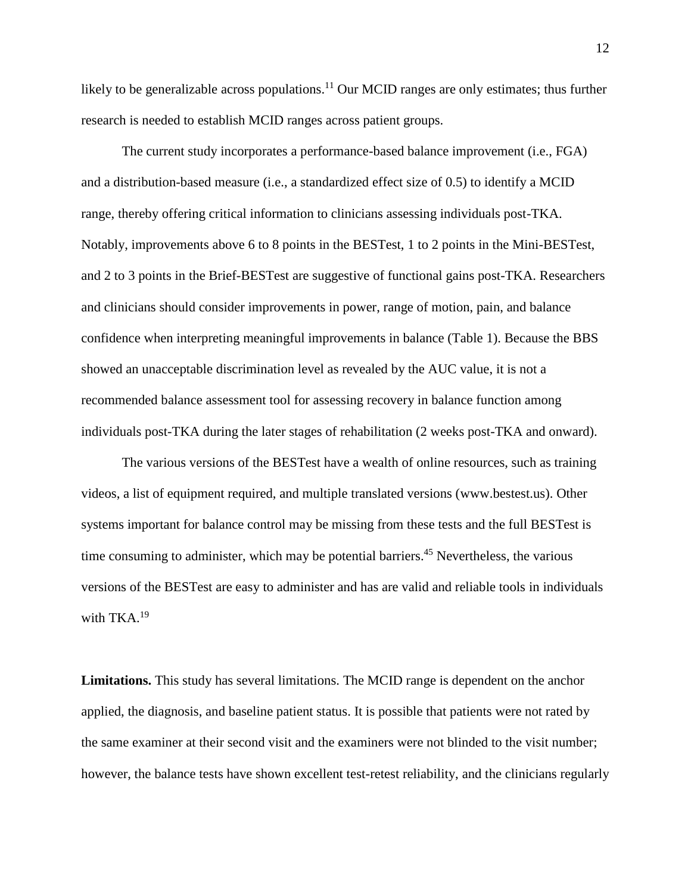likely to be generalizable across populations.[11] Our MCID ranges are only estimates; thus further research is needed to establish MCID ranges across patient groups.

The current study incorporates a performance-based balance improvement (i.e., FGA) and a distribution-based measure (i.e., a standardized effect size of 0.5) to identify a MCID range, thereby offering critical information to clinicians assessing individuals post-TKA. Notably, improvements above 6 to 8 points in the BESTest, 1 to 2 points in the Mini-BESTest, and 2 to 3 points in the Brief-BESTest are suggestive of functional gains post-TKA. Researchers and clinicians should consider improvements in power, range of motion, pain, and balance confidence when interpreting meaningful improvements in balance (Table 1). Because the BBS showed an unacceptable discrimination level as revealed by the AUC value, it is not a recommended balance assessment tool for assessing recovery in balance function among individuals post-TKA during the later stages of rehabilitation (2 weeks post-TKA and onward).

The various versions of the BESTest have a wealth of online resources, such as training videos, a list of equipment required, and multiple translated versions (www.bestest.us). Other systems important for balance control may be missing from these tests and the full BESTest is time consuming to administer, which may be potential barriers.[45] Nevertheless, the various versions of the BESTest are easy to administer and has are valid and reliable tools in individuals with TKA.[19]

**Limitations.** This study has several limitations. The MCID range is dependent on the anchor applied, the diagnosis, and baseline patient status. It is possible that patients were not rated by the same examiner at their second visit and the examiners were not blinded to the visit number; however, the balance tests have shown excellent test-retest reliability, and the clinicians regularly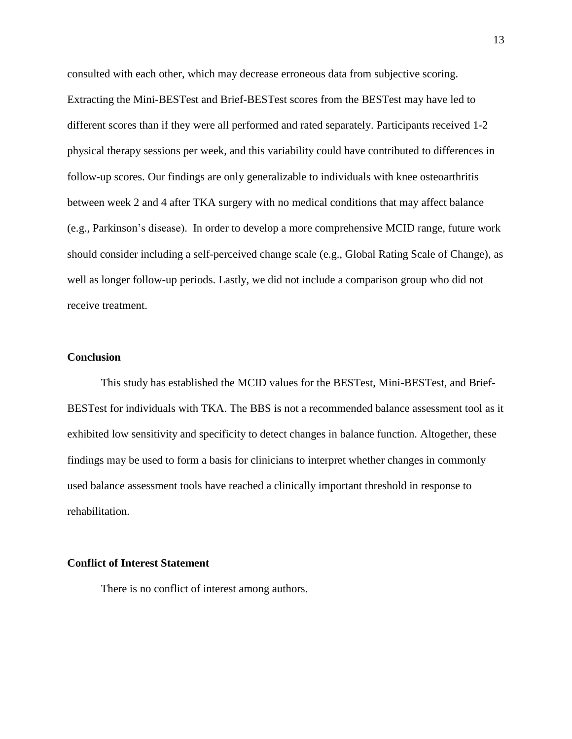consulted with each other, which may decrease erroneous data from subjective scoring. Extracting the Mini-BESTest and Brief-BESTest scores from the BESTest may have led to different scores than if they were all performed and rated separately. Participants received 1-2 physical therapy sessions per week, and this variability could have contributed to differences in follow-up scores. Our findings are only generalizable to individuals with knee osteoarthritis between week 2 and 4 after TKA surgery with no medical conditions that may affect balance (e.g., Parkinson's disease). In order to develop a more comprehensive MCID range, future work should consider including a self-perceived change scale (e.g., Global Rating Scale of Change), as well as longer follow-up periods. Lastly, we did not include a comparison group who did not receive treatment.

## Conclusion

This study has established the MCID values for the BESTest, Mini-BESTest, and Brief-BESTest for individuals with TKA. The BBS is not a recommended balance assessment tool as it exhibited low sensitivity and specificity to detect changes in balance function. Altogether, these findings may be used to form a basis for clinicians to interpret whether changes in commonly used balance assessment tools have reached a clinically important threshold in response to rehabilitation.

## Conflict of Interest Statement

There is no conflict of interest among authors.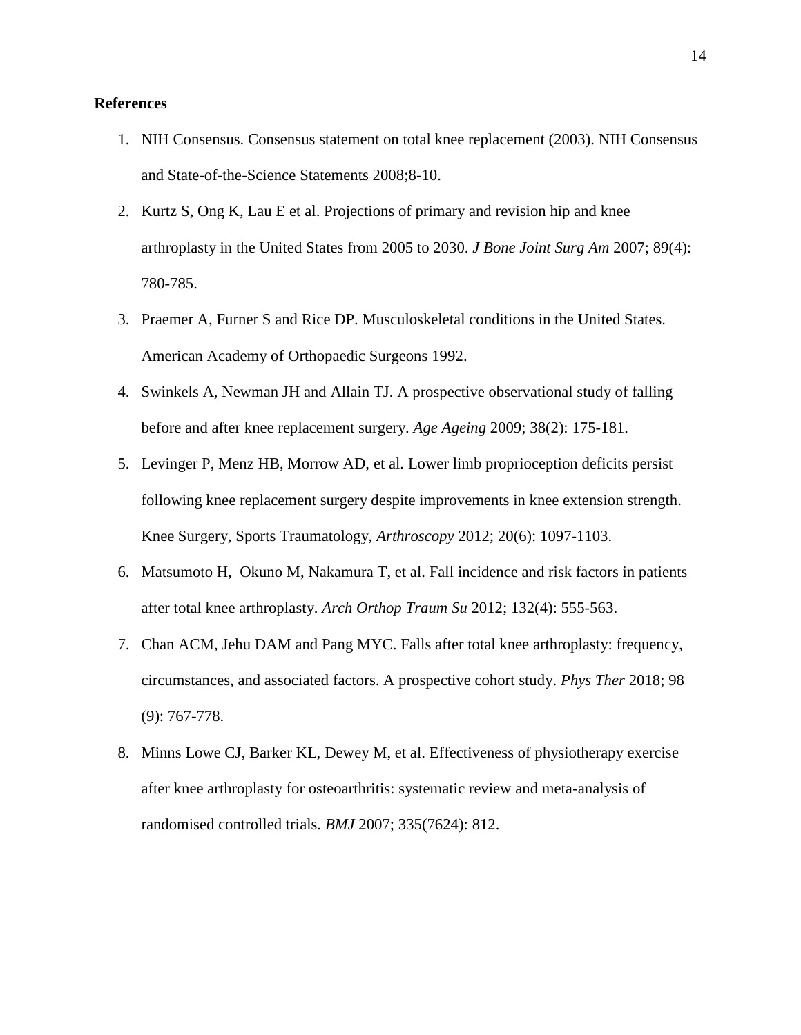**References**

1. NIH Consensus. Consensus statement on total knee replacement (2003). NIH Consensus and State-of-the-Science Statements 2008;8-10.
2. Kurtz S, Ong K, Lau E et al. Projections of primary and revision hip and knee arthroplasty in the United States from 2005 to 2030. *J Bone Joint Surg Am* 2007; 89(4): 780-785.
3. Praemer A, Furner S and Rice DP. Musculoskeletal conditions in the United States. American Academy of Orthopaedic Surgeons 1992.
4. Swinkels A, Newman JH and Allain TJ. A prospective observational study of falling before and after knee replacement surgery. *Age Ageing* 2009; 38(2): 175-181.
5. Levinger P, Menz HB, Morrow AD, et al. Lower limb proprioception deficits persist following knee replacement surgery despite improvements in knee extension strength. Knee Surgery, Sports Traumatology, *Arthroscopy* 2012; 20(6): 1097-1103.
6. Matsumoto H, Okuno M, Nakamura T, et al. Fall incidence and risk factors in patients after total knee arthroplasty. *Arch Orthop Traum Su* 2012; 132(4): 555-563.
7. Chan ACM, Jehu DAM and Pang MYC. Falls after total knee arthroplasty: frequency, circumstances, and associated factors. A prospective cohort study. *Phys Ther* 2018; 98 (9): 767-778.
8. Minns Lowe CJ, Barker KL, Dewey M, et al. Effectiveness of physiotherapy exercise after knee arthroplasty for osteoarthritis: systematic review and meta-analysis of randomised controlled trials. *BMJ* 2007; 335(7624): 812.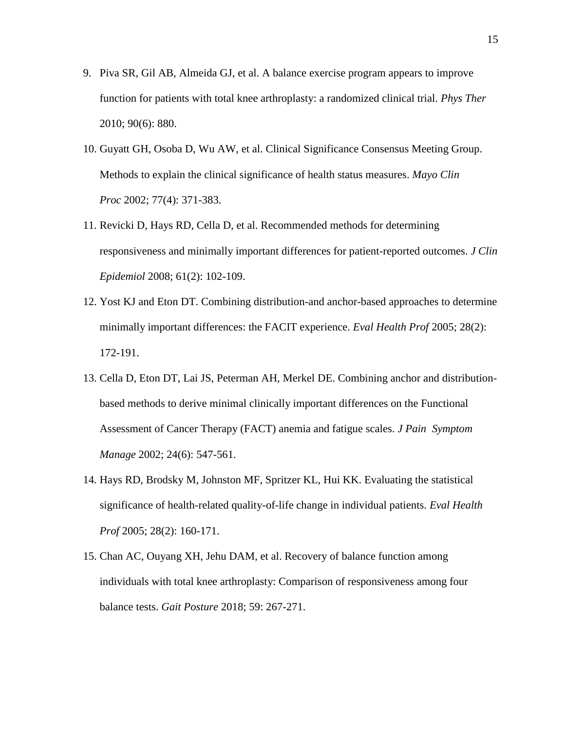9. Piva SR, Gil AB, Almeida GJ, et al. A balance exercise program appears to improve function for patients with total knee arthroplasty: a randomized clinical trial. *Phys Ther* 2010; 90(6): 880.
10. Guyatt GH, Osoba D, Wu AW, et al. Clinical Significance Consensus Meeting Group. Methods to explain the clinical significance of health status measures. *Mayo Clin Proc* 2002; 77(4): 371-383.
11. Revicki D, Hays RD, Cella D, et al. Recommended methods for determining responsiveness and minimally important differences for patient-reported outcomes. *J Clin Epidemiol* 2008; 61(2): 102-109.
12. Yost KJ and Eton DT. Combining distribution-and anchor-based approaches to determine minimally important differences: the FACIT experience. *Eval Health Prof* 2005; 28(2): 172-191.
13. Cella D, Eton DT, Lai JS, Peterman AH, Merkel DE. Combining anchor and distribution-based methods to derive minimal clinically important differences on the Functional Assessment of Cancer Therapy (FACT) anemia and fatigue scales. *J Pain Symptom Manage* 2002; 24(6): 547-561.
14. Hays RD, Brodsky M, Johnston MF, Spritzer KL, Hui KK. Evaluating the statistical significance of health-related quality-of-life change in individual patients. *Eval Health Prof* 2005; 28(2): 160-171.
15. Chan AC, Ouyang XH, Jehu DAM, et al. Recovery of balance function among individuals with total knee arthroplasty: Comparison of responsiveness among four balance tests. *Gait Posture* 2018; 59: 267-271.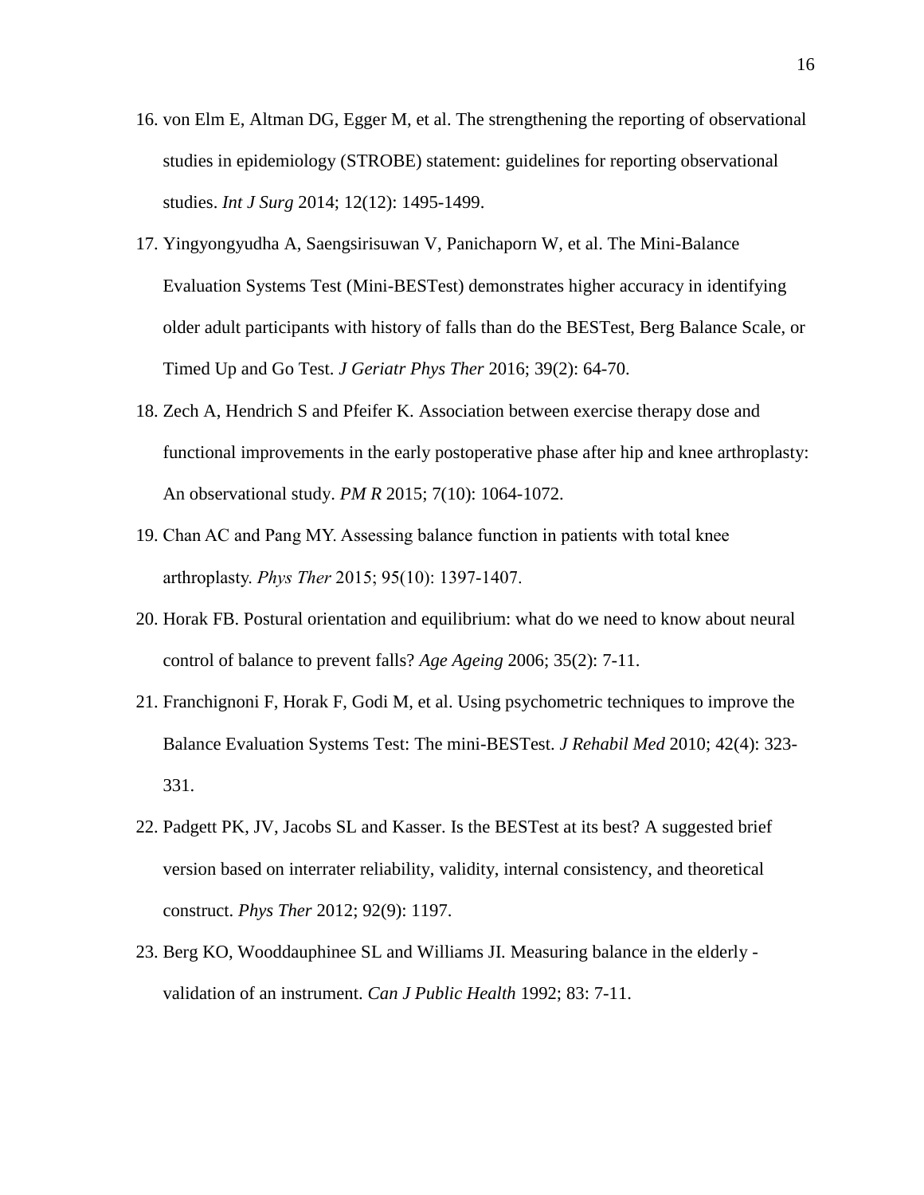16. von Elm E, Altman DG, Egger M, et al. The strengthening the reporting of observational studies in epidemiology (STROBE) statement: guidelines for reporting observational studies. *Int J Surg* 2014; 12(12): 1495-1499.
17. Yingyongyudha A, Saengsirisuwan V, Panichaporn W, et al. The Mini-Balance Evaluation Systems Test (Mini-BESTest) demonstrates higher accuracy in identifying older adult participants with history of falls than do the BESTest, Berg Balance Scale, or Timed Up and Go Test. *J Geriatr Phys Ther* 2016; 39(2): 64-70.
18. Zech A, Hendrich S and Pfeifer K. Association between exercise therapy dose and functional improvements in the early postoperative phase after hip and knee arthroplasty: An observational study. *PM R* 2015; 7(10): 1064-1072.
19. Chan AC and Pang MY. Assessing balance function in patients with total knee arthroplasty. *Phys Ther* 2015; 95(10): 1397-1407.
20. Horak FB. Postural orientation and equilibrium: what do we need to know about neural control of balance to prevent falls? *Age Ageing* 2006; 35(2): 7-11.
21. Franchignoni F, Horak F, Godi M, et al. Using psychometric techniques to improve the Balance Evaluation Systems Test: The mini-BESTest. *J Rehabil Med* 2010; 42(4): 323-331.
22. Padgett PK, JV, Jacobs SL and Kasser. Is the BESTest at its best? A suggested brief version based on interrater reliability, validity, internal consistency, and theoretical construct. *Phys Ther* 2012; 92(9): 1197.
23. Berg KO, Wooddauphinee SL and Williams JI. Measuring balance in the elderly - validation of an instrument. *Can J Public Health* 1992; 83: 7-11.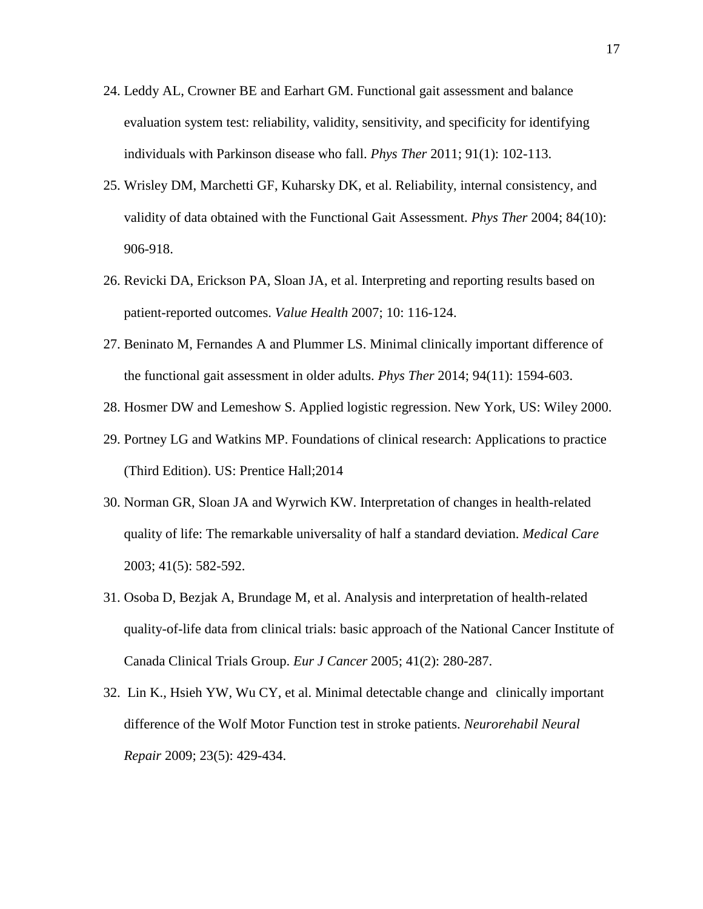24. Leddy AL, Crowner BE and Earhart GM. Functional gait assessment and balance evaluation system test: reliability, validity, sensitivity, and specificity for identifying individuals with Parkinson disease who fall. *Phys Ther* 2011; 91(1): 102-113.
25. Wrisley DM, Marchetti GF, Kuharsky DK, et al. Reliability, internal consistency, and validity of data obtained with the Functional Gait Assessment. *Phys Ther* 2004; 84(10): 906-918.
26. Revicki DA, Erickson PA, Sloan JA, et al. Interpreting and reporting results based on patient-reported outcomes. *Value Health* 2007; 10: 116-124.
27. Beninato M, Fernandes A and Plummer LS. Minimal clinically important difference of the functional gait assessment in older adults. *Phys Ther* 2014; 94(11): 1594-603.
28. Hosmer DW and Lemeshow S. Applied logistic regression. New York, US: Wiley 2000.
29. Portney LG and Watkins MP. Foundations of clinical research: Applications to practice (Third Edition). US: Prentice Hall;2014
30. Norman GR, Sloan JA and Wyrwich KW. Interpretation of changes in health-related quality of life: The remarkable universality of half a standard deviation. *Medical Care* 2003; 41(5): 582-592.
31. Osoba D, Bezjak A, Brundage M, et al. Analysis and interpretation of health-related quality-of-life data from clinical trials: basic approach of the National Cancer Institute of Canada Clinical Trials Group. *Eur J Cancer* 2005; 41(2): 280-287.
32. Lin K., Hsieh YW, Wu CY, et al. Minimal detectable change and clinically important difference of the Wolf Motor Function test in stroke patients. *Neurorehabil Neural Repair* 2009; 23(5): 429-434.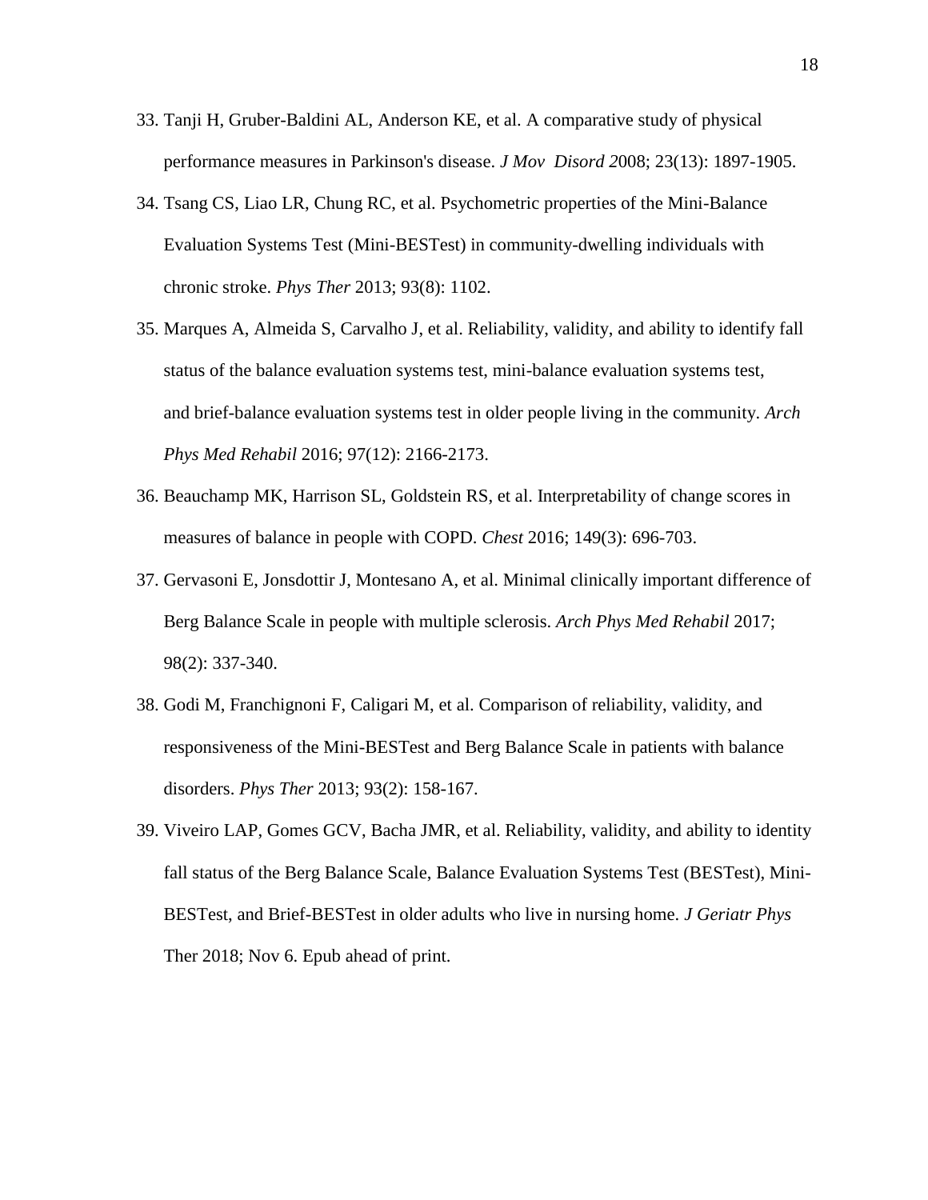33. Tanji H, Gruber-Baldini AL, Anderson KE, et al. A comparative study of physical performance measures in Parkinson's disease. *J Mov Disord 2*008; 23(13): 1897-1905.
34. Tsang CS, Liao LR, Chung RC, et al. Psychometric properties of the Mini-Balance Evaluation Systems Test (Mini-BESTest) in community-dwelling individuals with chronic stroke. *Phys Ther* 2013; 93(8): 1102.
35. Marques A, Almeida S, Carvalho J, et al. Reliability, validity, and ability to identify fall status of the balance evaluation systems test, mini-balance evaluation systems test, and brief-balance evaluation systems test in older people living in the community. *Arch Phys Med Rehabil* 2016; 97(12): 2166-2173.
36. Beauchamp MK, Harrison SL, Goldstein RS, et al. Interpretability of change scores in measures of balance in people with COPD. *Chest* 2016; 149(3): 696-703.
37. Gervasoni E, Jonsdottir J, Montesano A, et al. Minimal clinically important difference of Berg Balance Scale in people with multiple sclerosis. *Arch Phys Med Rehabil* 2017; 98(2): 337-340.
38. Godi M, Franchignoni F, Caligari M, et al. Comparison of reliability, validity, and responsiveness of the Mini-BESTest and Berg Balance Scale in patients with balance disorders. *Phys Ther* 2013; 93(2): 158-167.
39. Viveiro LAP, Gomes GCV, Bacha JMR, et al. Reliability, validity, and ability to identity fall status of the Berg Balance Scale, Balance Evaluation Systems Test (BESTest), Mini-BESTest, and Brief-BESTest in older adults who live in nursing home. *J Geriatr Phys* Ther 2018; Nov 6. Epub ahead of print.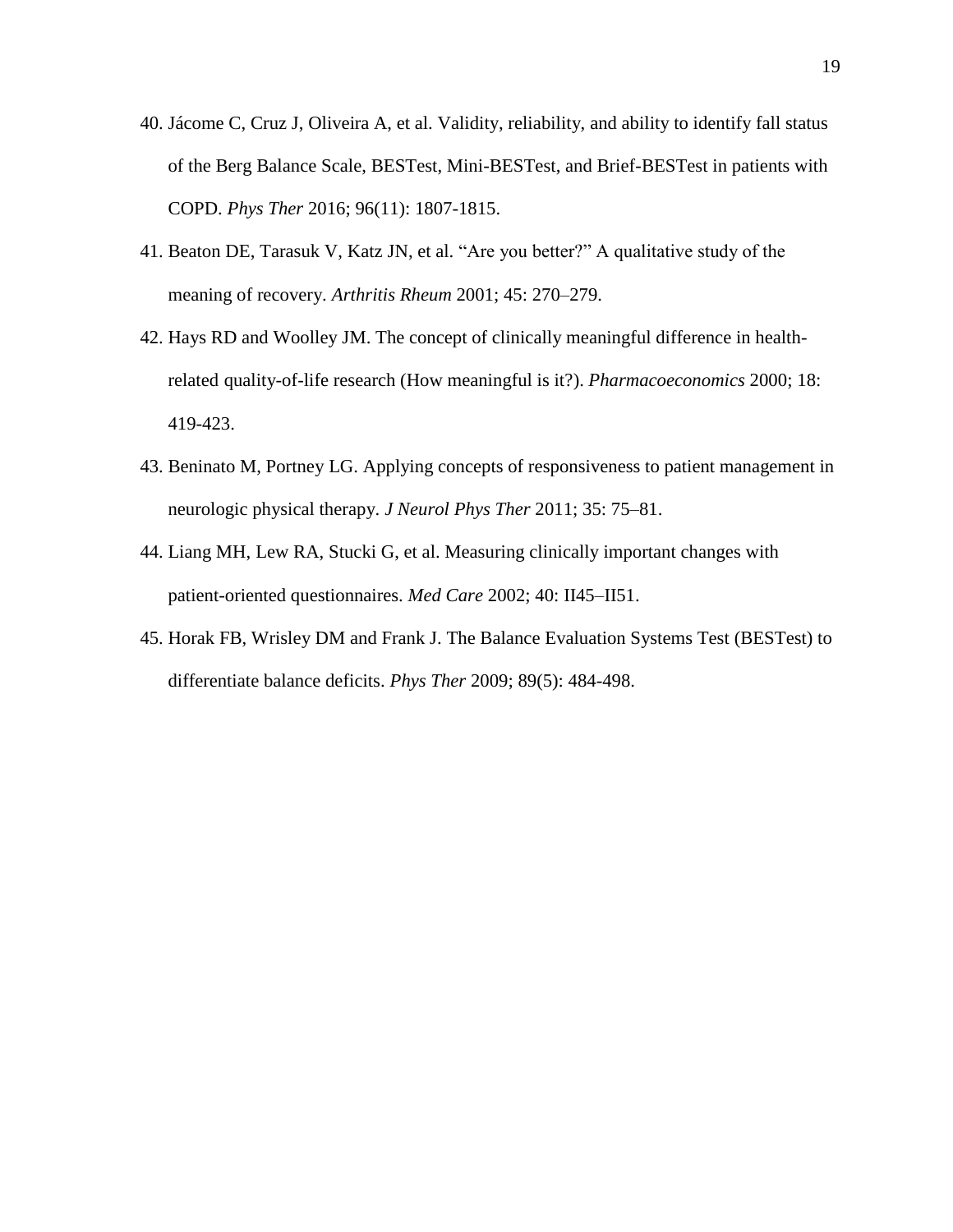40. Jácome C, Cruz J, Oliveira A, et al. Validity, reliability, and ability to identify fall status of the Berg Balance Scale, BESTest, Mini-BESTest, and Brief-BESTest in patients with COPD. *Phys Ther* 2016; 96(11): 1807-1815.
41. Beaton DE, Tarasuk V, Katz JN, et al. "Are you better?" A qualitative study of the meaning of recovery. *Arthritis Rheum* 2001; 45: 270–279.
42. Hays RD and Woolley JM. The concept of clinically meaningful difference in health-related quality-of-life research (How meaningful is it?). *Pharmacoeconomics* 2000; 18: 419-423.
43. Beninato M, Portney LG. Applying concepts of responsiveness to patient management in neurologic physical therapy. *J Neurol Phys Ther* 2011; 35: 75–81.
44. Liang MH, Lew RA, Stucki G, et al. Measuring clinically important changes with patient-oriented questionnaires. *Med Care* 2002; 40: II45–II51.
45. Horak FB, Wrisley DM and Frank J. The Balance Evaluation Systems Test (BESTest) to differentiate balance deficits. *Phys Ther* 2009; 89(5): 484-498.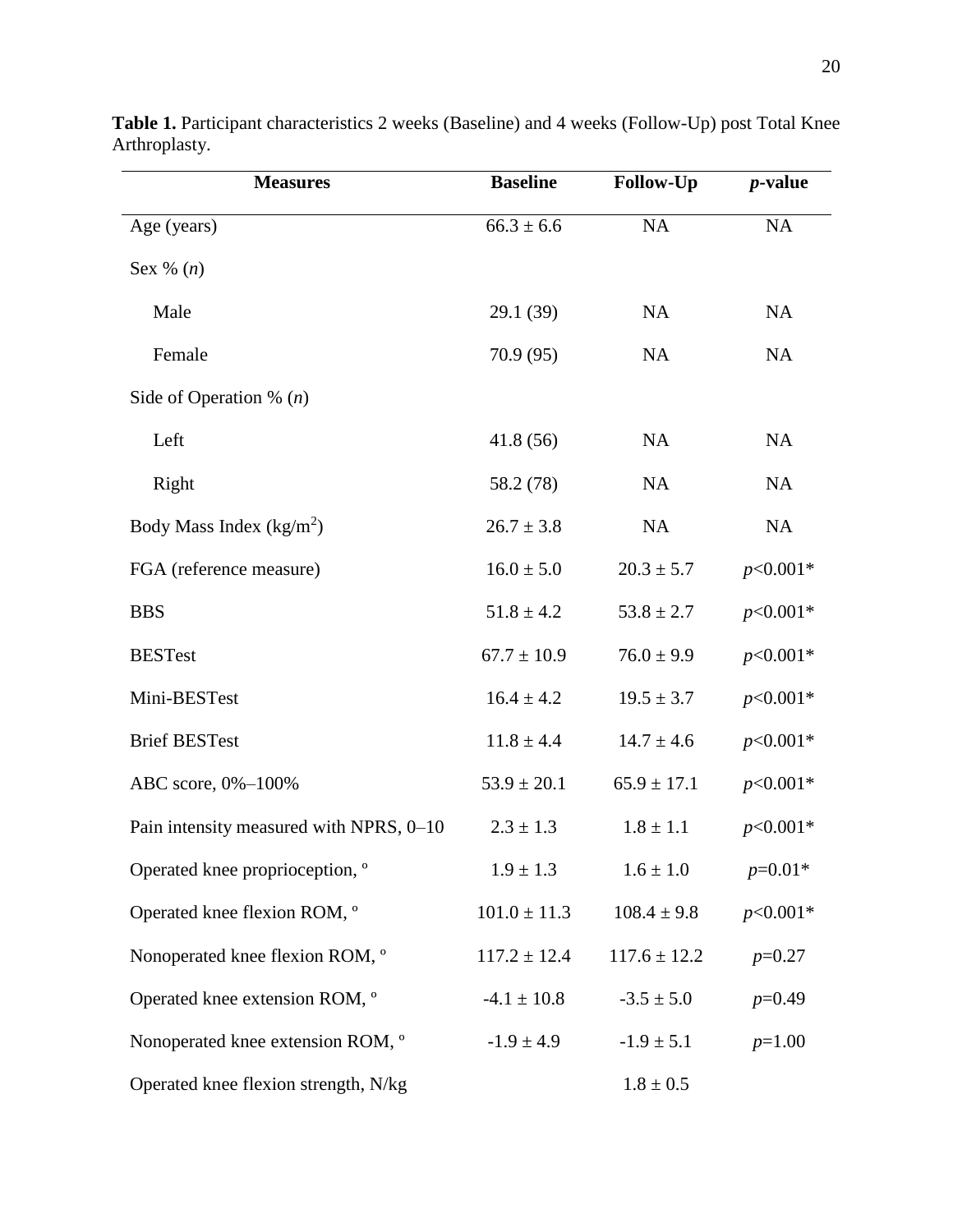**Table 1.** Participant characteristics 2 weeks (Baseline) and 4 weeks (Follow-Up) post Total Knee Arthroplasty.

| Measures | Baseline | Follow-Up | *p*-value |
|---|---|---|---|
| Age (years) | 66.3 ± 6.6 | NA | NA |
| Sex % (*n*) | | | |
| Male | 29.1 (39) | NA | NA |
| Female | 70.9 (95) | NA | NA |
| Side of Operation % (*n*) | | | |
| Left | 41.8 (56) | NA | NA |
| Right | 58.2 (78) | NA | NA |
| Body Mass Index ($kg/m^2$) | 26.7 ± 3.8 | NA | NA |
| FGA (reference measure) | 16.0 ± 5.0 | 20.3 ± 5.7 | $p$<0.001* |
| BBS | 51.8 ± 4.2 | 53.8 ± 2.7 | $p$<0.001* |
| BESTest | 67.7 ± 10.9 | 76.0 ± 9.9 | $p$<0.001* |
| Mini-BESTest | 16.4 ± 4.2 | 19.5 ± 3.7 | $p$<0.001* |
| Brief BESTest | 11.8 ± 4.4 | 14.7 ± 4.6 | $p$<0.001* |
| ABC score, 0%–100% | 53.9 ± 20.1 | 65.9 ± 17.1 | $p$<0.001* |
| Pain intensity measured with NPRS, 0–10 | 2.3 ± 1.3 | 1.8 ± 1.1 | $p$<0.001* |
| Operated knee proprioception, º | 1.9 ± 1.3 | 1.6 ± 1.0 | $p$=0.01* |
| Operated knee flexion ROM, º | 101.0 ± 11.3 | 108.4 ± 9.8 | $p$<0.001* |
| Nonoperated knee flexion ROM, º | 117.2 ± 12.4 | 117.6 ± 12.2 | $p$=0.27 |
| Operated knee extension ROM, º | -4.1 ± 10.8 | -3.5 ± 5.0 | $p$=0.49 |
| Nonoperated knee extension ROM, º | -1.9 ± 4.9 | -1.9 ± 5.1 | $p$=1.00 |
| Operated knee flexion strength, N/kg | | 1.8 ± 0.5 | |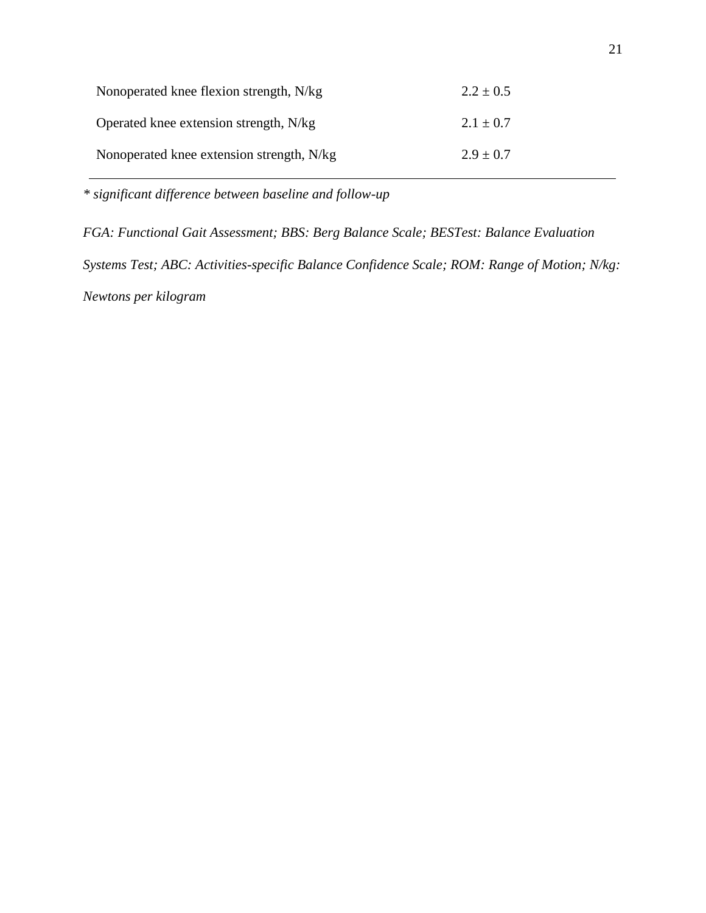| | |
|---|---|
| Nonoperated knee flexion strength, N/kg | 2.2 ± 0.5 |
| Operated knee extension strength, N/kg | 2.1 ± 0.7 |
| Nonoperated knee extension strength, N/kg | 2.9 ± 0.7 |

*\* significant difference between baseline and follow-up*

*FGA: Functional Gait Assessment; BBS: Berg Balance Scale; BESTest: Balance Evaluation Systems Test; ABC: Activities-specific Balance Confidence Scale; ROM: Range of Motion; N/kg: Newtons per kilogram*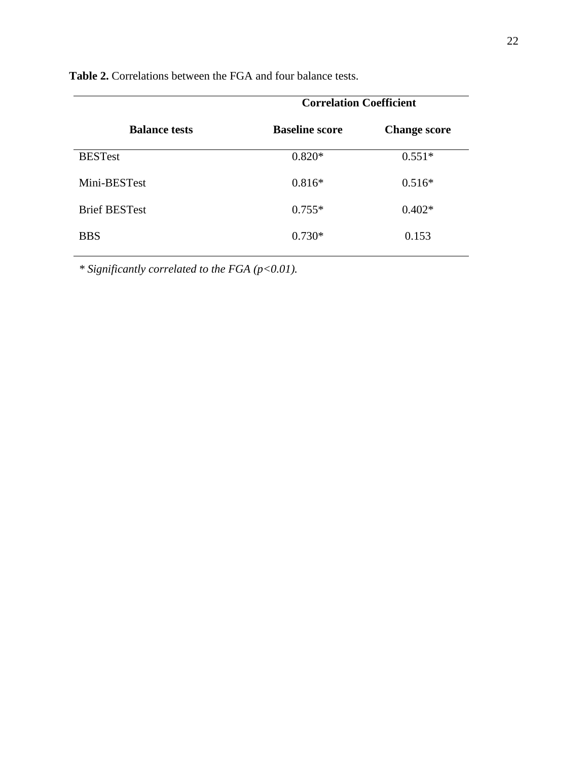**Table 2.** Correlations between the FGA and four balance tests.

| | **Correlation Coefficient** | |
|---|---|---|
| **Balance tests** | **Baseline score** | **Change score** |
| BESTest | 0.820* | 0.551* |
| Mini-BESTest | 0.816* | 0.516* |
| Brief BESTest | 0.755* | 0.402* |
| BBS | 0.730* | 0.153 |

*\* Significantly correlated to the FGA ($p<0.01$).*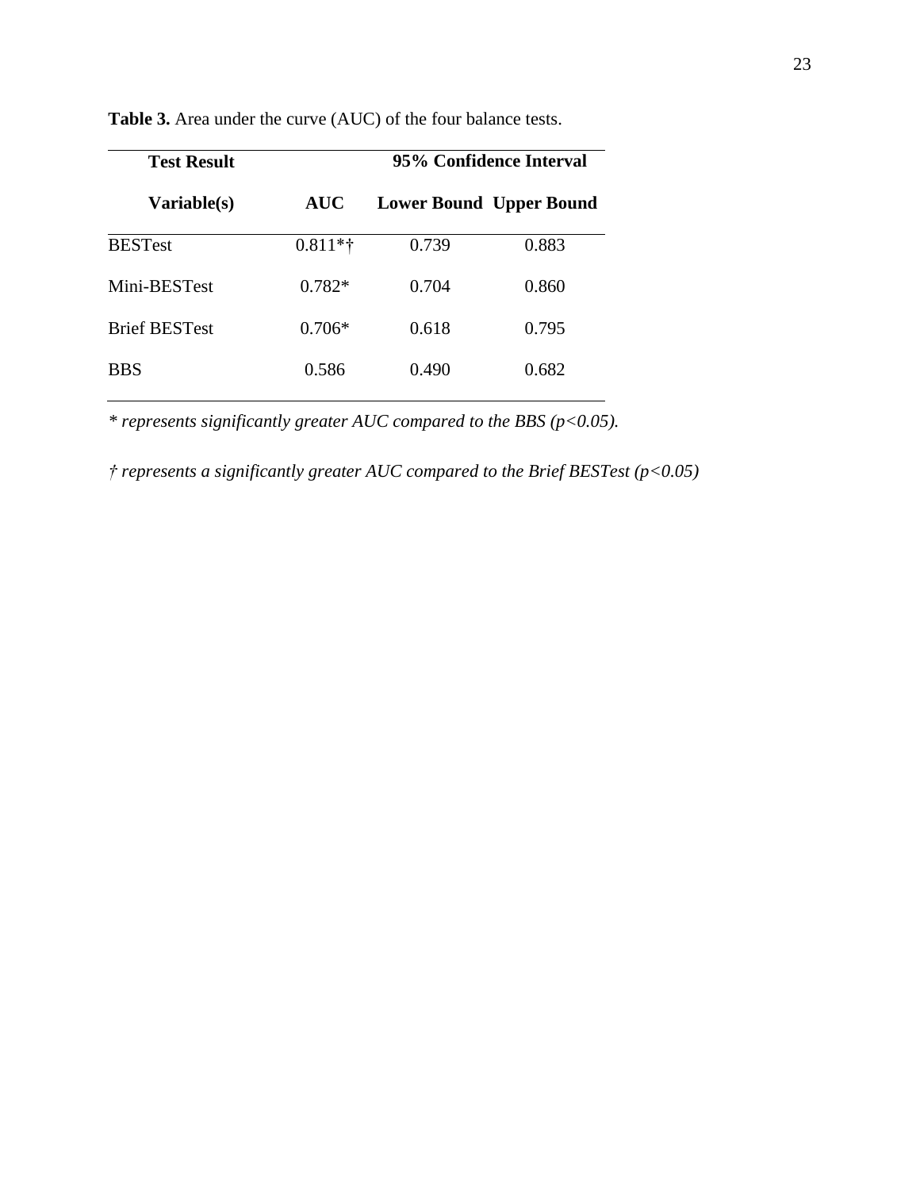**Table 3.** Area under the curve (AUC) of the four balance tests.

| Test Result | | 95% Confidence Interval | |
|---|---|---|---|
| Variable(s) | AUC | Lower Bound | Upper Bound |
| BESTest | 0.811*† | 0.739 | 0.883 |
| Mini-BESTest | 0.782* | 0.704 | 0.860 |
| Brief BESTest | 0.706* | 0.618 | 0.795 |
| BBS | 0.586 | 0.490 | 0.682 |

*\* represents significantly greater AUC compared to the BBS ($p<0.05$).*

*† represents a significantly greater AUC compared to the Brief BESTest ($p<0.05$)*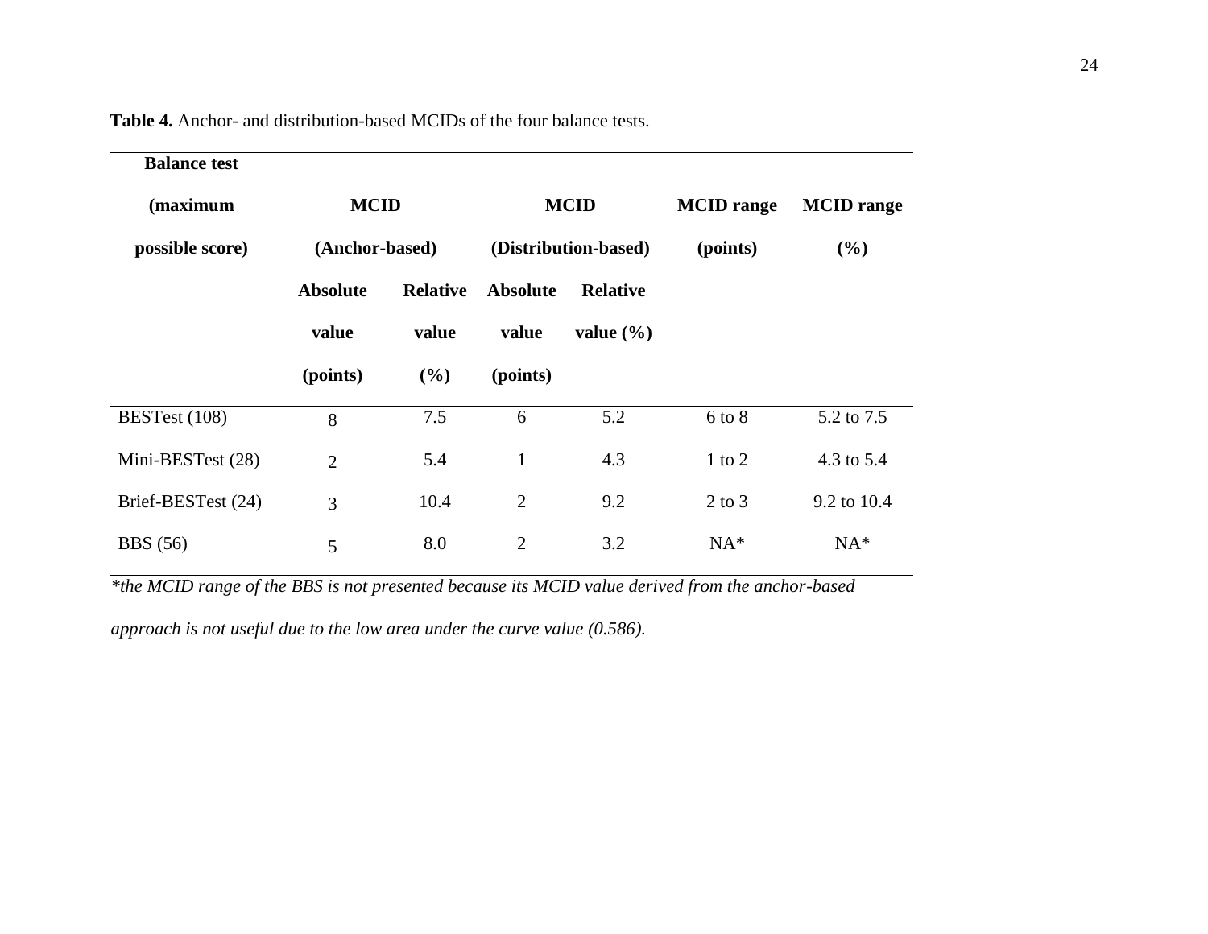**Table 4.** Anchor- and distribution-based MCIDs of the four balance tests.

| Balance test (maximum possible score) | MCID (Anchor-based) | | MCID (Distribution-based) | | MCID range (points) | MCID range (%) |
|---|---|---|---|---|---|---|
| | Absolute value (points) | Relative value (%) | Absolute value (points) | Relative value (%) | | |
| BESTest (108) | 8 | 7.5 | 6 | 5.2 | 6 to 8 | 5.2 to 7.5 |
| Mini-BESTest (28) | 2 | 5.4 | 1 | 4.3 | 1 to 2 | 4.3 to 5.4 |
| Brief-BESTest (24) | 3 | 10.4 | 2 | 9.2 | 2 to 3 | 9.2 to 10.4 |
| BBS (56) | 5 | 8.0 | 2 | 3.2 | NA* | NA* |

*\*the MCID range of the BBS is not presented because its MCID value derived from the anchor-based approach is not useful due to the low area under the curve value (0.586).*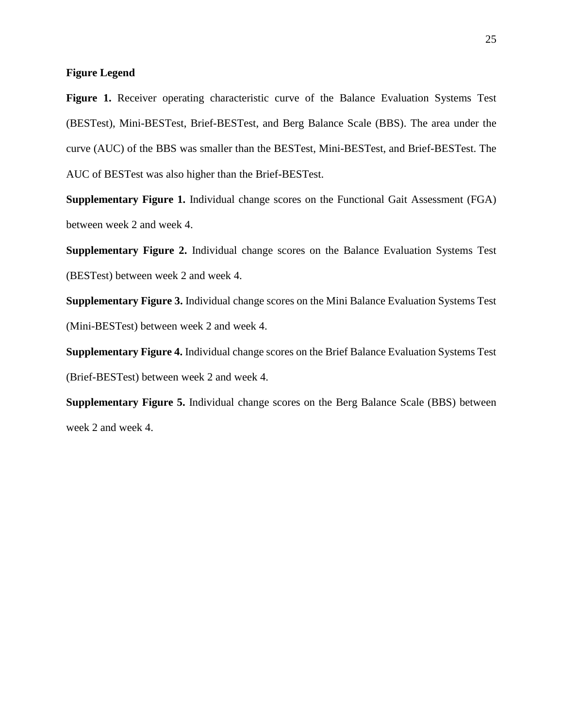**Figure Legend**

**Figure 1.** Receiver operating characteristic curve of the Balance Evaluation Systems Test (BESTest), Mini-BESTest, Brief-BESTest, and Berg Balance Scale (BBS). The area under the curve (AUC) of the BBS was smaller than the BESTest, Mini-BESTest, and Brief-BESTest. The AUC of BESTest was also higher than the Brief-BESTest.

**Supplementary Figure 1.** Individual change scores on the Functional Gait Assessment (FGA) between week 2 and week 4.

**Supplementary Figure 2.** Individual change scores on the Balance Evaluation Systems Test (BESTest) between week 2 and week 4.

**Supplementary Figure 3.** Individual change scores on the Mini Balance Evaluation Systems Test (Mini-BESTest) between week 2 and week 4.

**Supplementary Figure 4.** Individual change scores on the Brief Balance Evaluation Systems Test (Brief-BESTest) between week 2 and week 4.

**Supplementary Figure 5.** Individual change scores on the Berg Balance Scale (BBS) between week 2 and week 4.